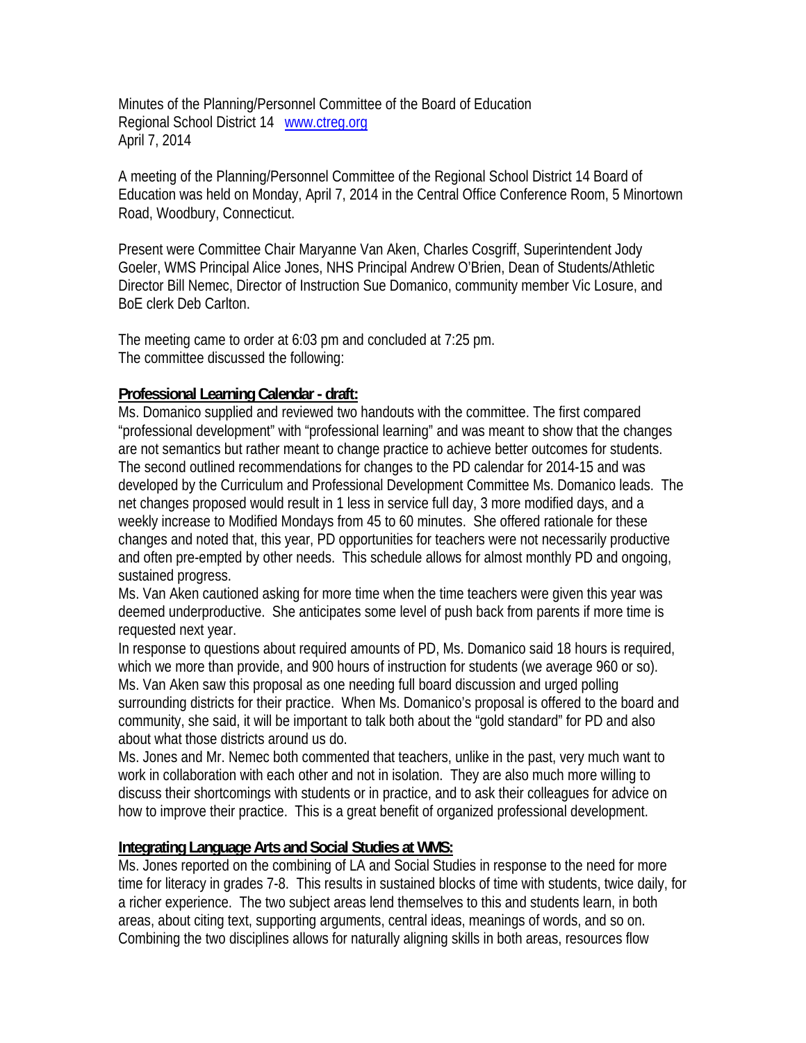Minutes of the Planning/Personnel Committee of the Board of Education
Regional School District 14 [www.ctreg.org](http://www.ctreg.org)
April 7, 2014

A meeting of the Planning/Personnel Committee of the Regional School District 14 Board of Education was held on Monday, April 7, 2014 in the Central Office Conference Room, 5 Minortown Road, Woodbury, Connecticut.

Present were Committee Chair Maryanne Van Aken, Charles Cosgriff, Superintendent Jody Goeler, WMS Principal Alice Jones, NHS Principal Andrew O'Brien, Dean of Students/Athletic Director Bill Nemec, Director of Instruction Sue Domanico, community member Vic Losure, and BoE clerk Deb Carlton.

The meeting came to order at 6:03 pm and concluded at 7:25 pm.
The committee discussed the following:

**Professional Learning Calendar - draft:**

Ms. Domanico supplied and reviewed two handouts with the committee. The first compared "professional development" with "professional learning" and was meant to show that the changes are not semantics but rather meant to change practice to achieve better outcomes for students. The second outlined recommendations for changes to the PD calendar for 2014-15 and was developed by the Curriculum and Professional Development Committee Ms. Domanico leads. The net changes proposed would result in 1 less in service full day, 3 more modified days, and a weekly increase to Modified Mondays from 45 to 60 minutes. She offered rationale for these changes and noted that, this year, PD opportunities for teachers were not necessarily productive and often pre-empted by other needs. This schedule allows for almost monthly PD and ongoing, sustained progress.

Ms. Van Aken cautioned asking for more time when the time teachers were given this year was deemed underproductive. She anticipates some level of push back from parents if more time is requested next year.

In response to questions about required amounts of PD, Ms. Domanico said 18 hours is required, which we more than provide, and 900 hours of instruction for students (we average 960 or so).

Ms. Van Aken saw this proposal as one needing full board discussion and urged polling surrounding districts for their practice. When Ms. Domanico's proposal is offered to the board and community, she said, it will be important to talk both about the "gold standard" for PD and also about what those districts around us do.

Ms. Jones and Mr. Nemec both commented that teachers, unlike in the past, very much want to work in collaboration with each other and not in isolation. They are also much more willing to discuss their shortcomings with students or in practice, and to ask their colleagues for advice on how to improve their practice. This is a great benefit of organized professional development.

**Integrating Language Arts and Social Studies at WMS:**

Ms. Jones reported on the combining of LA and Social Studies in response to the need for more time for literacy in grades 7-8. This results in sustained blocks of time with students, twice daily, for a richer experience. The two subject areas lend themselves to this and students learn, in both areas, about citing text, supporting arguments, central ideas, meanings of words, and so on. Combining the two disciplines allows for naturally aligning skills in both areas, resources flow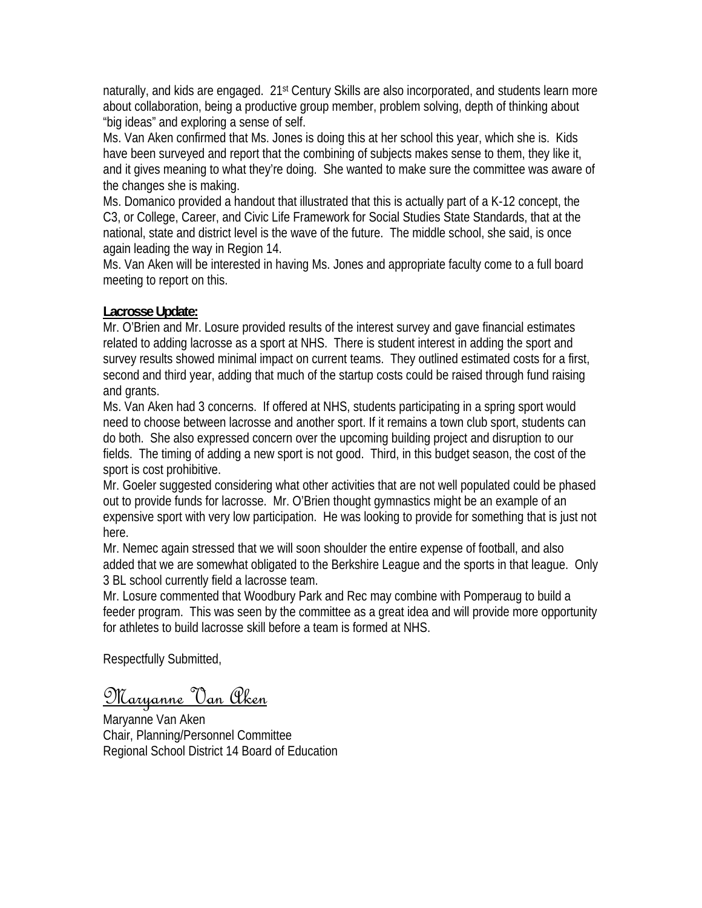naturally, and kids are engaged. 21st Century Skills are also incorporated, and students learn more about collaboration, being a productive group member, problem solving, depth of thinking about "big ideas" and exploring a sense of self.

Ms. Van Aken confirmed that Ms. Jones is doing this at her school this year, which she is. Kids have been surveyed and report that the combining of subjects makes sense to them, they like it, and it gives meaning to what they're doing. She wanted to make sure the committee was aware of the changes she is making.

Ms. Domanico provided a handout that illustrated that this is actually part of a K-12 concept, the C3, or College, Career, and Civic Life Framework for Social Studies State Standards, that at the national, state and district level is the wave of the future. The middle school, she said, is once again leading the way in Region 14.

Ms. Van Aken will be interested in having Ms. Jones and appropriate faculty come to a full board meeting to report on this.

**Lacrosse Update:**

Mr. O'Brien and Mr. Losure provided results of the interest survey and gave financial estimates related to adding lacrosse as a sport at NHS. There is student interest in adding the sport and survey results showed minimal impact on current teams. They outlined estimated costs for a first, second and third year, adding that much of the startup costs could be raised through fund raising and grants.

Ms. Van Aken had 3 concerns. If offered at NHS, students participating in a spring sport would need to choose between lacrosse and another sport. If it remains a town club sport, students can do both. She also expressed concern over the upcoming building project and disruption to our fields. The timing of adding a new sport is not good. Third, in this budget season, the cost of the sport is cost prohibitive.

Mr. Goeler suggested considering what other activities that are not well populated could be phased out to provide funds for lacrosse. Mr. O'Brien thought gymnastics might be an example of an expensive sport with very low participation. He was looking to provide for something that is just not here.

Mr. Nemec again stressed that we will soon shoulder the entire expense of football, and also added that we are somewhat obligated to the Berkshire League and the sports in that league. Only 3 BL school currently field a lacrosse team.

Mr. Losure commented that Woodbury Park and Rec may combine with Pomperaug to build a feeder program. This was seen by the committee as a great idea and will provide more opportunity for athletes to build lacrosse skill before a team is formed at NHS.

Respectfully Submitted,

Maryanne Van Aken

Maryanne Van Aken
Chair, Planning/Personnel Committee
Regional School District 14 Board of Education